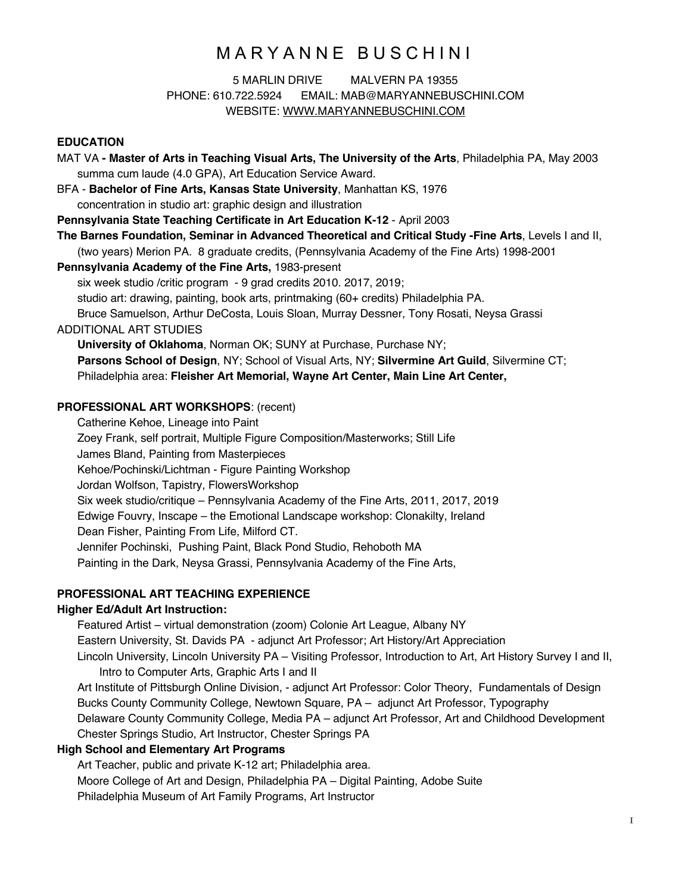# M A R Y A N N E   B U S C H I N I

5 MARLIN DRIVE      MALVERN PA 19355
PHONE: 610.722.5924     EMAIL: MAB@MARYANNEBUSCHINI.COM
WEBSITE: WWW.MARYANNEBUSCHINI.COM

## EDUCATION

MAT VA **- Master of Arts in Teaching Visual Arts, The University of the Arts**, Philadelphia PA, May 2003
summa cum laude (4.0 GPA), Art Education Service Award.

BFA - **Bachelor of Fine Arts, Kansas State University**, Manhattan KS, 1976
concentration in studio art: graphic design and illustration

**Pennsylvania State Teaching Certificate in Art Education K-12** - April 2003

**The Barnes Foundation, Seminar in Advanced Theoretical and Critical Study -Fine Arts**, Levels I and II, (two years) Merion PA. 8 graduate credits, (Pennsylvania Academy of the Fine Arts) 1998-2001

**Pennsylvania Academy of the Fine Arts,** 1983-present
six week studio /critic program - 9 grad credits 2010. 2017, 2019;
studio art: drawing, painting, book arts, printmaking (60+ credits) Philadelphia PA.
Bruce Samuelson, Arthur DeCosta, Louis Sloan, Murray Dessner, Tony Rosati, Neysa Grassi

ADDITIONAL ART STUDIES
**University of Oklahoma**, Norman OK; SUNY at Purchase, Purchase NY;
**Parsons School of Design**, NY; School of Visual Arts, NY; **Silvermine Art Guild**, Silvermine CT;
Philadelphia area: **Fleisher Art Memorial, Wayne Art Center, Main Line Art Center,**

## PROFESSIONAL ART WORKSHOPS: (recent)

Catherine Kehoe, Lineage into Paint
Zoey Frank, self portrait, Multiple Figure Composition/Masterworks; Still Life
James Bland, Painting from Masterpieces
Kehoe/Pochinski/Lichtman - Figure Painting Workshop
Jordan Wolfson, Tapistry, FlowersWorkshop
Six week studio/critique – Pennsylvania Academy of the Fine Arts, 2011, 2017, 2019
Edwige Fouvry, Inscape – the Emotional Landscape workshop: Clonakilty, Ireland
Dean Fisher, Painting From Life, Milford CT.
Jennifer Pochinski, Pushing Paint, Black Pond Studio, Rehoboth MA
Painting in the Dark, Neysa Grassi, Pennsylvania Academy of the Fine Arts,

## PROFESSIONAL ART TEACHING EXPERIENCE

### Higher Ed/Adult Art Instruction:

Featured Artist – virtual demonstration (zoom) Colonie Art League, Albany NY
Eastern University, St. Davids PA - adjunct Art Professor; Art History/Art Appreciation
Lincoln University, Lincoln University PA – Visiting Professor, Introduction to Art, Art History Survey I and II, Intro to Computer Arts, Graphic Arts I and II
Art Institute of Pittsburgh Online Division, - adjunct Art Professor: Color Theory, Fundamentals of Design
Bucks County Community College, Newtown Square, PA – adjunct Art Professor, Typography
Delaware County Community College, Media PA – adjunct Art Professor, Art and Childhood Development
Chester Springs Studio, Art Instructor, Chester Springs PA

### High School and Elementary Art Programs

Art Teacher, public and private K-12 art; Philadelphia area.
Moore College of Art and Design, Philadelphia PA – Digital Painting, Adobe Suite
Philadelphia Museum of Art Family Programs, Art Instructor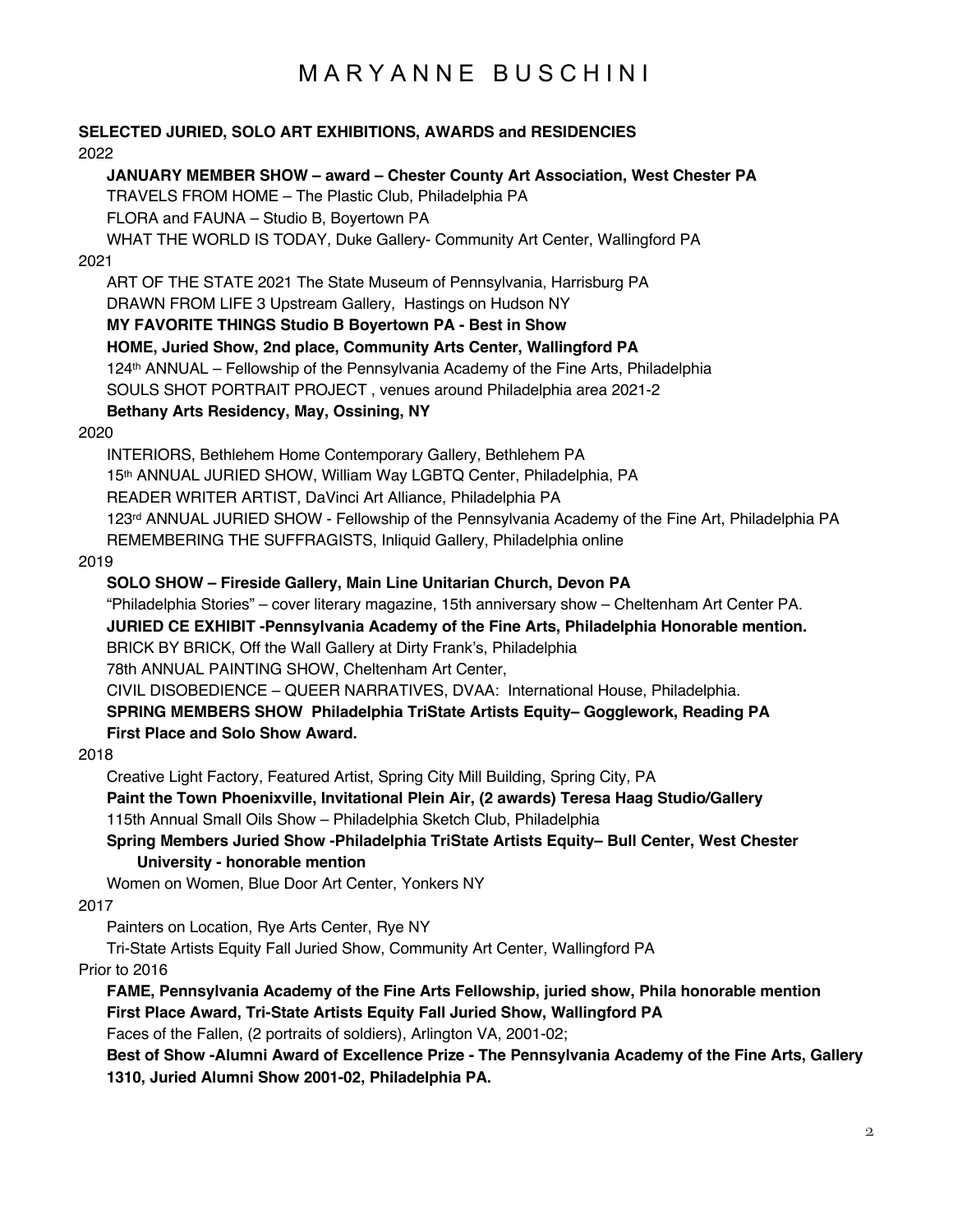# MARYANNE BUSCHINI

**SELECTED JURIED, SOLO ART EXHIBITIONS, AWARDS and RESIDENCIES**

2022

- **JANUARY MEMBER SHOW – award – Chester County Art Association, West Chester PA**
- TRAVELS FROM HOME – The Plastic Club, Philadelphia PA
- FLORA and FAUNA – Studio B, Boyertown PA
- WHAT THE WORLD IS TODAY, Duke Gallery- Community Art Center, Wallingford PA

2021

- ART OF THE STATE 2021 The State Museum of Pennsylvania, Harrisburg PA
- DRAWN FROM LIFE 3 Upstream Gallery, Hastings on Hudson NY
- **MY FAVORITE THINGS Studio B Boyertown PA - Best in Show**
- **HOME, Juried Show, 2nd place, Community Arts Center, Wallingford PA**
- 124th ANNUAL – Fellowship of the Pennsylvania Academy of the Fine Arts, Philadelphia
- SOULS SHOT PORTRAIT PROJECT , venues around Philadelphia area 2021-2
- **Bethany Arts Residency, May, Ossining, NY**

2020

- INTERIORS, Bethlehem Home Contemporary Gallery, Bethlehem PA
- 15th ANNUAL JURIED SHOW, William Way LGBTQ Center, Philadelphia, PA
- READER WRITER ARTIST, DaVinci Art Alliance, Philadelphia PA
- 123rd ANNUAL JURIED SHOW - Fellowship of the Pennsylvania Academy of the Fine Art, Philadelphia PA
- REMEMBERING THE SUFFRAGISTS, Inliquid Gallery, Philadelphia online

2019

- **SOLO SHOW – Fireside Gallery, Main Line Unitarian Church, Devon PA**
- "Philadelphia Stories" – cover literary magazine, 15th anniversary show – Cheltenham Art Center PA.
- **JURIED CE EXHIBIT -Pennsylvania Academy of the Fine Arts, Philadelphia Honorable mention.**
- BRICK BY BRICK, Off the Wall Gallery at Dirty Frank's, Philadelphia
- 78th ANNUAL PAINTING SHOW, Cheltenham Art Center,
- CIVIL DISOBEDIENCE – QUEER NARRATIVES, DVAA: International House, Philadelphia.
- **SPRING MEMBERS SHOW Philadelphia TriState Artists Equity– Gogglework, Reading PA First Place and Solo Show Award.**

2018

- Creative Light Factory, Featured Artist, Spring City Mill Building, Spring City, PA
- **Paint the Town Phoenixville, Invitational Plein Air, (2 awards) Teresa Haag Studio/Gallery**
- 115th Annual Small Oils Show – Philadelphia Sketch Club, Philadelphia
- **Spring Members Juried Show -Philadelphia TriState Artists Equity– Bull Center, West Chester University - honorable mention**
- Women on Women, Blue Door Art Center, Yonkers NY

2017

- Painters on Location, Rye Arts Center, Rye NY
- Tri-State Artists Equity Fall Juried Show, Community Art Center, Wallingford PA

Prior to 2016

- **FAME, Pennsylvania Academy of the Fine Arts Fellowship, juried show, Phila honorable mention**
- **First Place Award, Tri-State Artists Equity Fall Juried Show, Wallingford PA**
- Faces of the Fallen, (2 portraits of soldiers), Arlington VA, 2001-02;
- **Best of Show -Alumni Award of Excellence Prize - The Pennsylvania Academy of the Fine Arts, Gallery 1310, Juried Alumni Show 2001-02, Philadelphia PA.**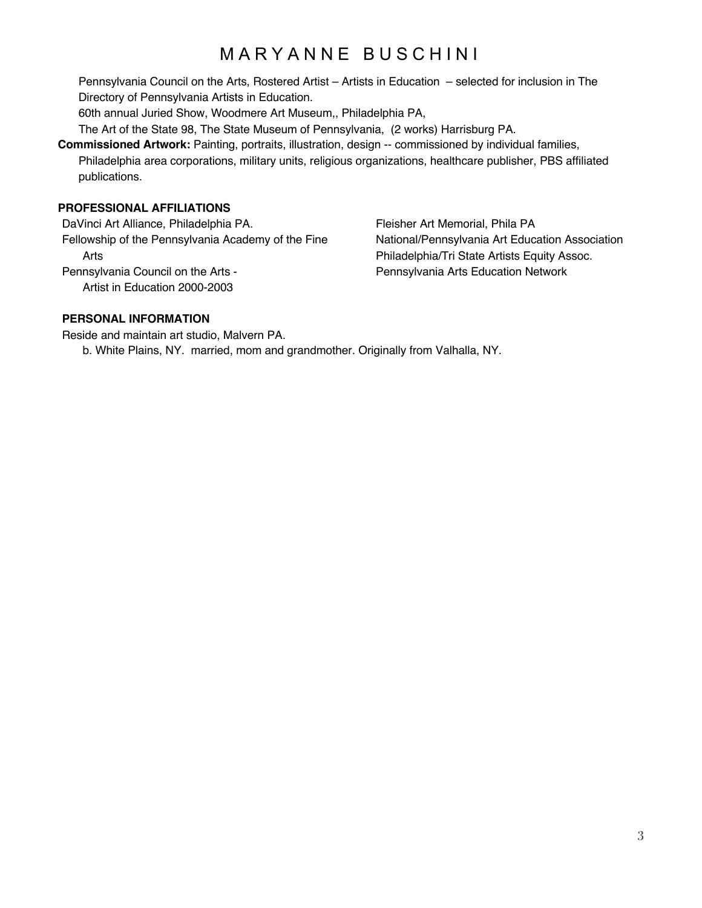Pennsylvania Council on the Arts, Rostered Artist – Artists in Education – selected for inclusion in The Directory of Pennsylvania Artists in Education.

60th annual Juried Show, Woodmere Art Museum,, Philadelphia PA,

The Art of the State 98, The State Museum of Pennsylvania, (2 works) Harrisburg PA.

**Commissioned Artwork:** Painting, portraits, illustration, design -- commissioned by individual families, Philadelphia area corporations, military units, religious organizations, healthcare publisher, PBS affiliated publications.

### PROFESSIONAL AFFILIATIONS

DaVinci Art Alliance, Philadelphia PA.

Fellowship of the Pennsylvania Academy of the Fine Arts

Pennsylvania Council on the Arts - Artist in Education 2000-2003

Fleisher Art Memorial, Phila PA

National/Pennsylvania Art Education Association

Philadelphia/Tri State Artists Equity Assoc.

Pennsylvania Arts Education Network

### PERSONAL INFORMATION

Reside and maintain art studio, Malvern PA.

b. White Plains, NY. married, mom and grandmother. Originally from Valhalla, NY.